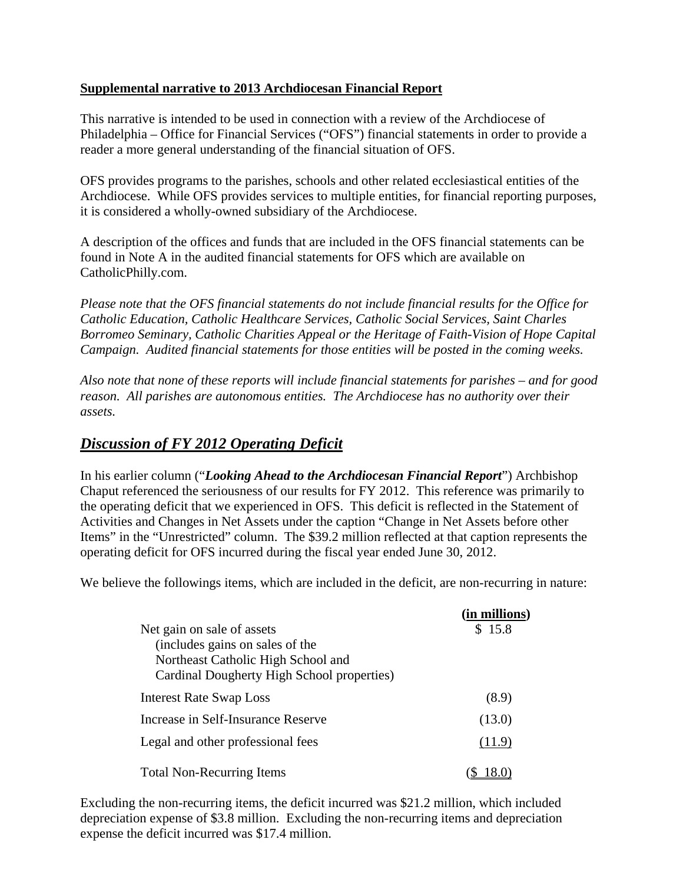**Supplemental narrative to 2013 Archdiocesan Financial Report**

This narrative is intended to be used in connection with a review of the Archdiocese of Philadelphia – Office for Financial Services ("OFS") financial statements in order to provide a reader a more general understanding of the financial situation of OFS.

OFS provides programs to the parishes, schools and other related ecclesiastical entities of the Archdiocese. While OFS provides services to multiple entities, for financial reporting purposes, it is considered a wholly-owned subsidiary of the Archdiocese.

A description of the offices and funds that are included in the OFS financial statements can be found in Note A in the audited financial statements for OFS which are available on CatholicPhilly.com.

*Please note that the OFS financial statements do not include financial results for the Office for Catholic Education, Catholic Healthcare Services, Catholic Social Services, Saint Charles Borromeo Seminary, Catholic Charities Appeal or the Heritage of Faith-Vision of Hope Capital Campaign. Audited financial statements for those entities will be posted in the coming weeks.*

*Also note that none of these reports will include financial statements for parishes – and for good reason. All parishes are autonomous entities. The Archdiocese has no authority over their assets.*

## ***Discussion of FY 2012 Operating Deficit***

In his earlier column ("***Looking Ahead to the Archdiocesan Financial Report***") Archbishop Chaput referenced the seriousness of our results for FY 2012. This reference was primarily to the operating deficit that we experienced in OFS. This deficit is reflected in the Statement of Activities and Changes in Net Assets under the caption "Change in Net Assets before other Items" in the "Unrestricted" column. The $39.2 million reflected at that caption represents the operating deficit for OFS incurred during the fiscal year ended June 30, 2012.

We believe the followings items, which are included in the deficit, are non-recurring in nature:

| | (in millions) |
|---|---|
| Net gain on sale of assets (includes gains on sales of the Northeast Catholic High School and Cardinal Dougherty High School properties) | $ 15.8 |
| Interest Rate Swap Loss | (8.9) |
| Increase in Self-Insurance Reserve | (13.0) |
| Legal and other professional fees | (11.9) |
| Total Non-Recurring Items | ($ 18.0) |

Excluding the non-recurring items, the deficit incurred was $21.2 million, which included depreciation expense of $3.8 million. Excluding the non-recurring items and depreciation expense the deficit incurred was $17.4 million.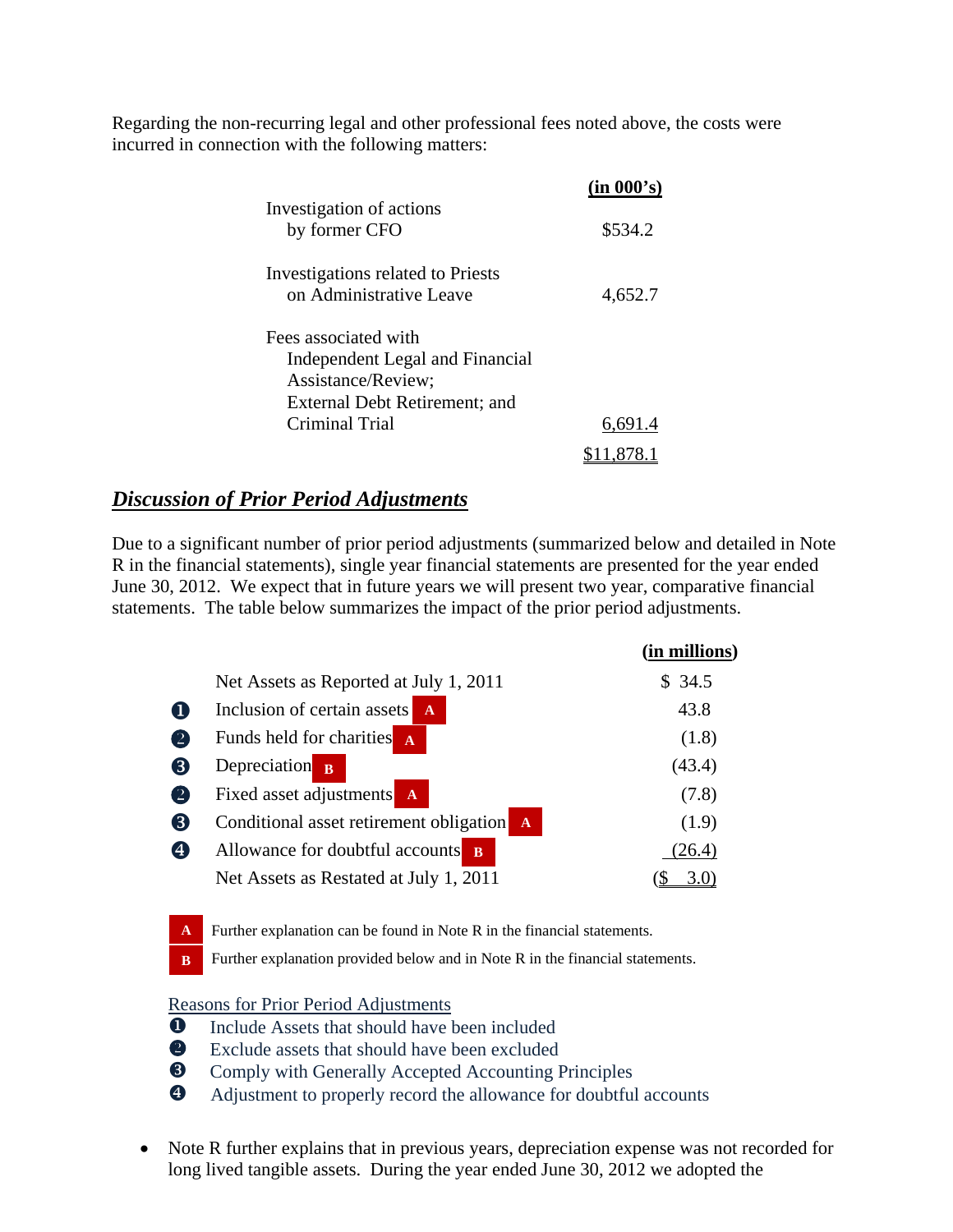Regarding the non-recurring legal and other professional fees noted above, the costs were incurred in connection with the following matters:

| | (in 000's) |
|---|---|
| Investigation of actions by former CFO | $534.2 |
| Investigations related to Priests on Administrative Leave | 4,652.7 |
| Fees associated with Independent Legal and Financial Assistance/Review; External Debt Retirement; and Criminal Trial | 6,691.4 |
| | $11,878.1 |

## ***Discussion of Prior Period Adjustments***

Due to a significant number of prior period adjustments (summarized below and detailed in Note R in the financial statements), single year financial statements are presented for the year ended June 30, 2012. We expect that in future years we will present two year, comparative financial statements. The table below summarizes the impact of the prior period adjustments.

| | | (in millions) |
|---|---|---|
| | Net Assets as Reported at July 1, 2011 | $ 34.5 |
| ❶ | Inclusion of certain assets A | 43.8 |
| ❷ | Funds held for charities A | (1.8) |
| ❸ | Depreciation B | (43.4) |
| ❷ | Fixed asset adjustments A | (7.8) |
| ❸ | Conditional asset retirement obligation A | (1.9) |
| ❹ | Allowance for doubtful accounts B | (26.4) |
| | Net Assets as Restated at July 1, 2011 | ($ 3.0) |

A Further explanation can be found in Note R in the financial statements.

B Further explanation provided below and in Note R in the financial statements.

Reasons for Prior Period Adjustments

❶ Include Assets that should have been included

❷ Exclude assets that should have been excluded

❸ Comply with Generally Accepted Accounting Principles

❹ Adjustment to properly record the allowance for doubtful accounts

- Note R further explains that in previous years, depreciation expense was not recorded for long lived tangible assets. During the year ended June 30, 2012 we adopted the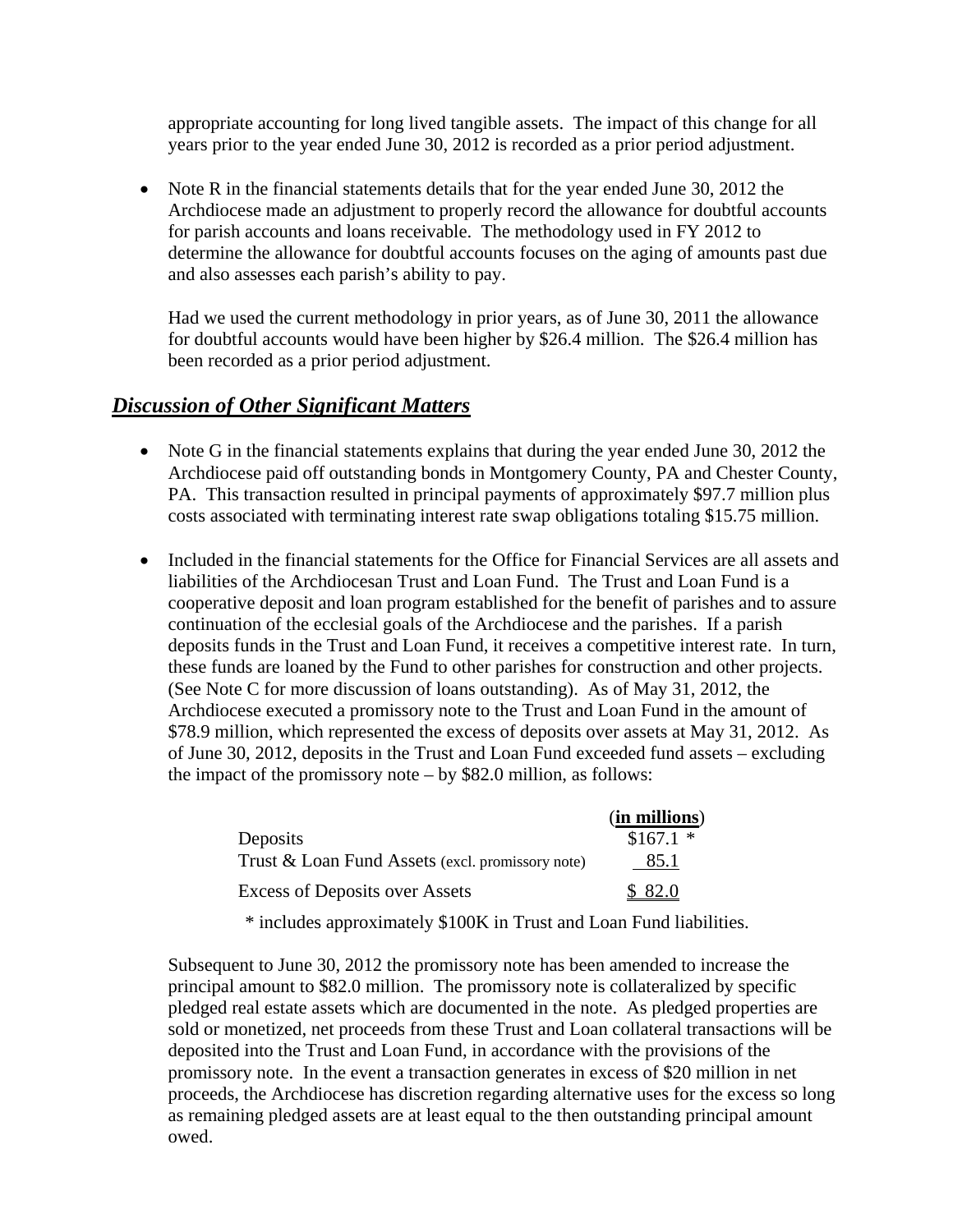appropriate accounting for long lived tangible assets. The impact of this change for all years prior to the year ended June 30, 2012 is recorded as a prior period adjustment.

- Note R in the financial statements details that for the year ended June 30, 2012 the Archdiocese made an adjustment to properly record the allowance for doubtful accounts for parish accounts and loans receivable. The methodology used in FY 2012 to determine the allowance for doubtful accounts focuses on the aging of amounts past due and also assesses each parish's ability to pay.

  Had we used the current methodology in prior years, as of June 30, 2011 the allowance for doubtful accounts would have been higher by $26.4 million. The $26.4 million has been recorded as a prior period adjustment.

## ***Discussion of Other Significant Matters***

- Note G in the financial statements explains that during the year ended June 30, 2012 the Archdiocese paid off outstanding bonds in Montgomery County, PA and Chester County, PA. This transaction resulted in principal payments of approximately $97.7 million plus costs associated with terminating interest rate swap obligations totaling $15.75 million.

- Included in the financial statements for the Office for Financial Services are all assets and liabilities of the Archdiocesan Trust and Loan Fund. The Trust and Loan Fund is a cooperative deposit and loan program established for the benefit of parishes and to assure continuation of the ecclesial goals of the Archdiocese and the parishes. If a parish deposits funds in the Trust and Loan Fund, it receives a competitive interest rate. In turn, these funds are loaned by the Fund to other parishes for construction and other projects. (See Note C for more discussion of loans outstanding). As of May 31, 2012, the Archdiocese executed a promissory note to the Trust and Loan Fund in the amount of $78.9 million, which represented the excess of deposits over assets at May 31, 2012. As of June 30, 2012, deposits in the Trust and Loan Fund exceeded fund assets – excluding the impact of the promissory note – by $82.0 million, as follows:

| | (**in millions**) |
|---|---|
| Deposits | $167.1 * |
| Trust & Loan Fund Assets (excl. promissory note) | 85.1 |
| Excess of Deposits over Assets | $ 82.0 |

\* includes approximately $100K in Trust and Loan Fund liabilities.

  Subsequent to June 30, 2012 the promissory note has been amended to increase the principal amount to $82.0 million. The promissory note is collateralized by specific pledged real estate assets which are documented in the note. As pledged properties are sold or monetized, net proceeds from these Trust and Loan collateral transactions will be deposited into the Trust and Loan Fund, in accordance with the provisions of the promissory note. In the event a transaction generates in excess of $20 million in net proceeds, the Archdiocese has discretion regarding alternative uses for the excess so long as remaining pledged assets are at least equal to the then outstanding principal amount owed.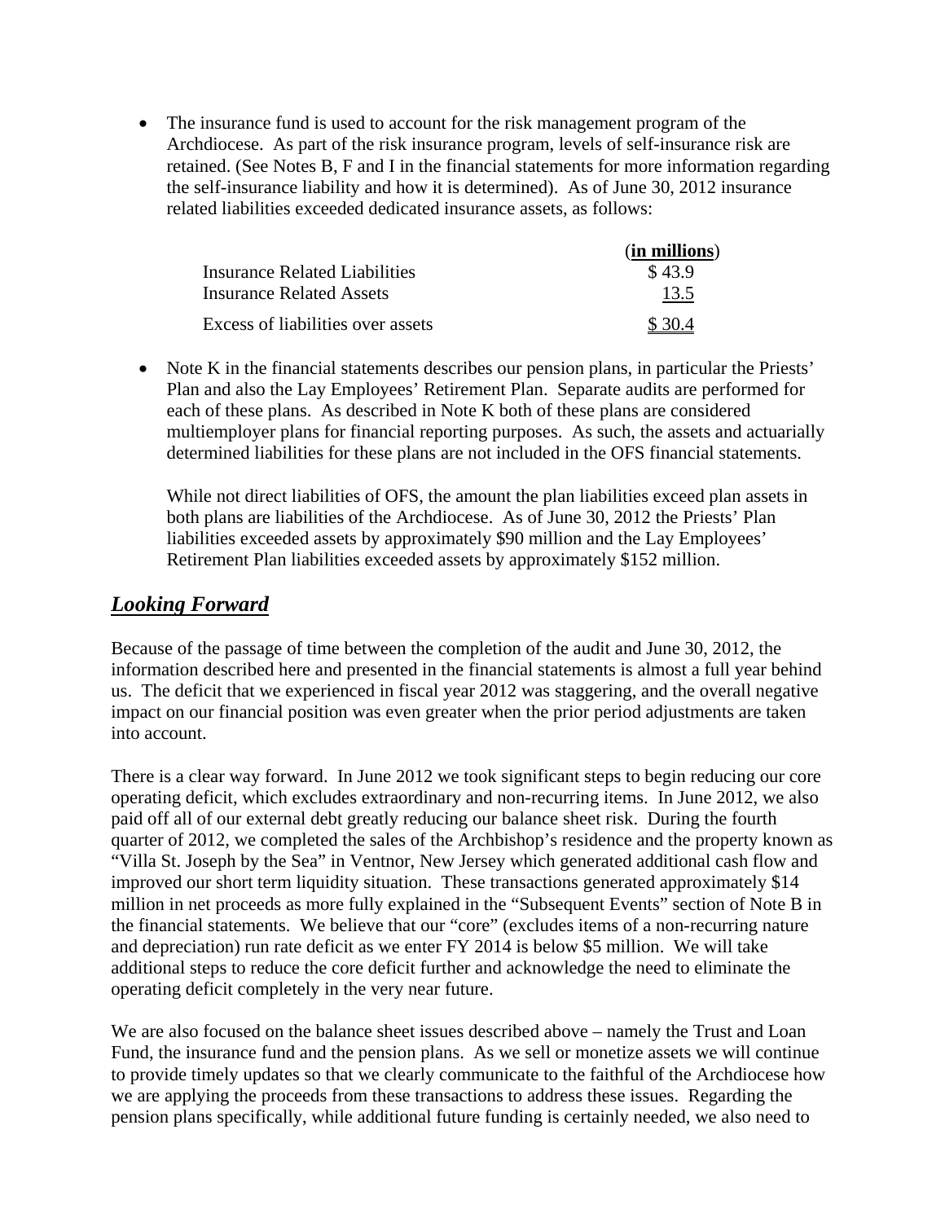- The insurance fund is used to account for the risk management program of the Archdiocese. As part of the risk insurance program, levels of self-insurance risk are retained. (See Notes B, F and I in the financial statements for more information regarding the self-insurance liability and how it is determined). As of June 30, 2012 insurance related liabilities exceeded dedicated insurance assets, as follows:

| | (**in millions**) |
|---|---|
| Insurance Related Liabilities | $ 43.9 |
| Insurance Related Assets | 13.5 |
| Excess of liabilities over assets | $ 30.4 |

- Note K in the financial statements describes our pension plans, in particular the Priests' Plan and also the Lay Employees' Retirement Plan. Separate audits are performed for each of these plans. As described in Note K both of these plans are considered multiemployer plans for financial reporting purposes. As such, the assets and actuarially determined liabilities for these plans are not included in the OFS financial statements.

  While not direct liabilities of OFS, the amount the plan liabilities exceed plan assets in both plans are liabilities of the Archdiocese. As of June 30, 2012 the Priests' Plan liabilities exceeded assets by approximately $90 million and the Lay Employees' Retirement Plan liabilities exceeded assets by approximately $152 million.

## ***Looking Forward***

Because of the passage of time between the completion of the audit and June 30, 2012, the information described here and presented in the financial statements is almost a full year behind us. The deficit that we experienced in fiscal year 2012 was staggering, and the overall negative impact on our financial position was even greater when the prior period adjustments are taken into account.

There is a clear way forward. In June 2012 we took significant steps to begin reducing our core operating deficit, which excludes extraordinary and non-recurring items. In June 2012, we also paid off all of our external debt greatly reducing our balance sheet risk. During the fourth quarter of 2012, we completed the sales of the Archbishop's residence and the property known as "Villa St. Joseph by the Sea" in Ventnor, New Jersey which generated additional cash flow and improved our short term liquidity situation. These transactions generated approximately $14 million in net proceeds as more fully explained in the "Subsequent Events" section of Note B in the financial statements. We believe that our "core" (excludes items of a non-recurring nature and depreciation) run rate deficit as we enter FY 2014 is below $5 million. We will take additional steps to reduce the core deficit further and acknowledge the need to eliminate the operating deficit completely in the very near future.

We are also focused on the balance sheet issues described above – namely the Trust and Loan Fund, the insurance fund and the pension plans. As we sell or monetize assets we will continue to provide timely updates so that we clearly communicate to the faithful of the Archdiocese how we are applying the proceeds from these transactions to address these issues. Regarding the pension plans specifically, while additional future funding is certainly needed, we also need to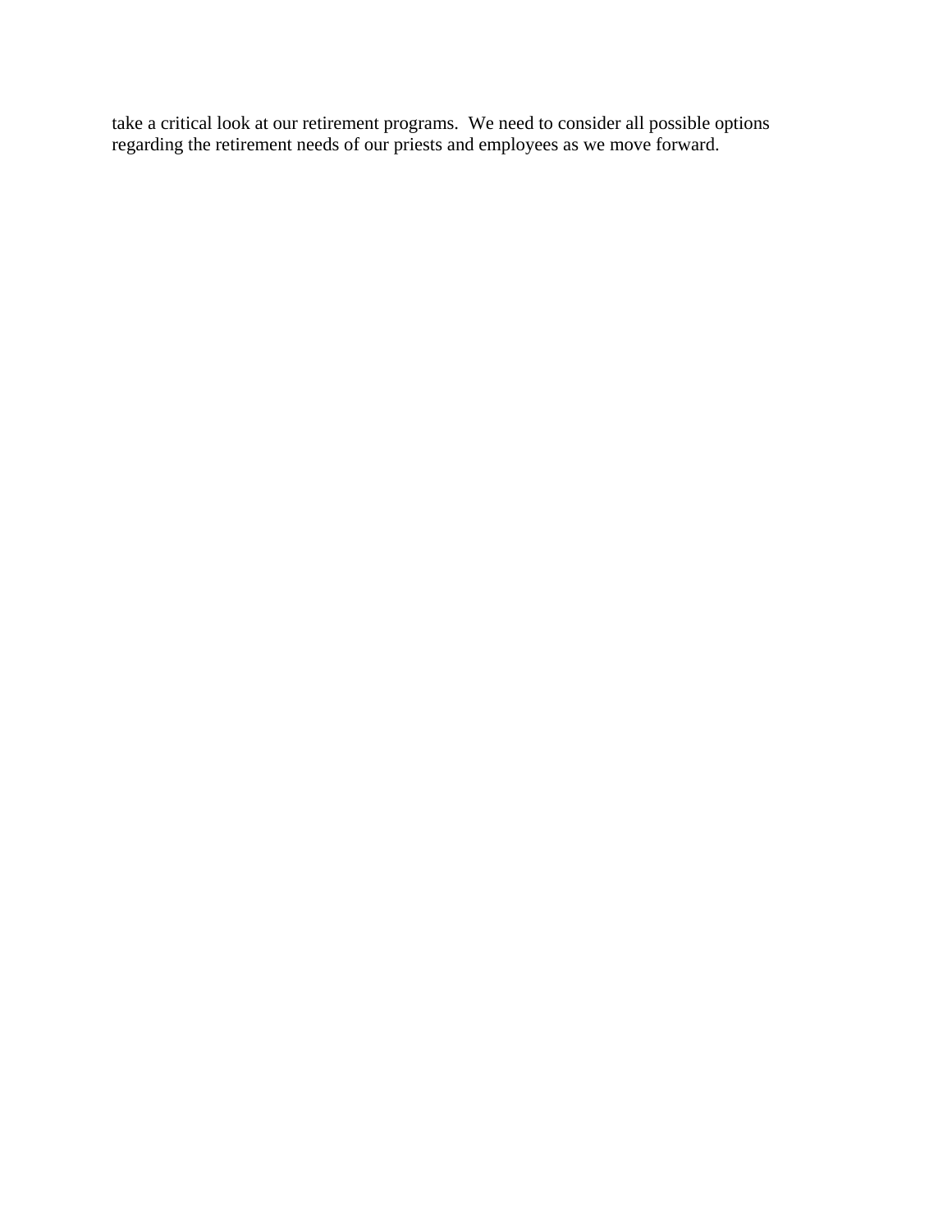take a critical look at our retirement programs. We need to consider all possible options regarding the retirement needs of our priests and employees as we move forward.